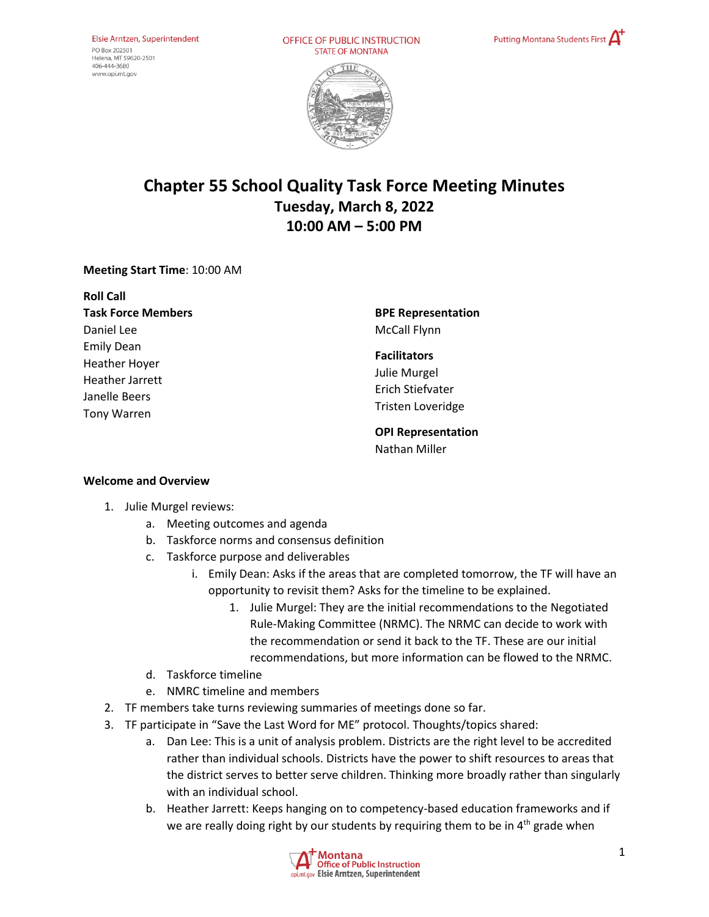Elsie Arntzen, Superintendent
PO Box 202501
Helena, MT 59620-2501
406-444-3680
www.opi.mt.gov

OFFICE OF PUBLIC INSTRUCTION
STATE OF MONTANA

Putting Montana Students First

# Chapter 55 School Quality Task Force Meeting Minutes

## Tuesday, March 8, 2022
## 10:00 AM – 5:00 PM

**Meeting Start Time**: 10:00 AM

**Roll Call**

**Task Force Members**
Daniel Lee
Emily Dean
Heather Hoyer
Heather Jarrett
Janelle Beers
Tony Warren

**BPE Representation**
McCall Flynn

**Facilitators**
Julie Murgel
Erich Stiefvater
Tristen Loveridge

**OPI Representation**
Nathan Miller

**Welcome and Overview**

1. Julie Murgel reviews:
   a. Meeting outcomes and agenda
   b. Taskforce norms and consensus definition
   c. Taskforce purpose and deliverables
      i. Emily Dean: Asks if the areas that are completed tomorrow, the TF will have an opportunity to revisit them? Asks for the timeline to be explained.
         1. Julie Murgel: They are the initial recommendations to the Negotiated Rule-Making Committee (NRMC). The NRMC can decide to work with the recommendation or send it back to the TF. These are our initial recommendations, but more information can be flowed to the NRMC.
   d. Taskforce timeline
   e. NMRC timeline and members
2. TF members take turns reviewing summaries of meetings done so far.
3. TF participate in "Save the Last Word for ME" protocol. Thoughts/topics shared:
   a. Dan Lee: This is a unit of analysis problem. Districts are the right level to be accredited rather than individual schools. Districts have the power to shift resources to areas that the district serves to better serve children. Thinking more broadly rather than singularly with an individual school.
   b. Heather Jarrett: Keeps hanging on to competency-based education frameworks and if we are really doing right by our students by requiring them to be in 4th grade when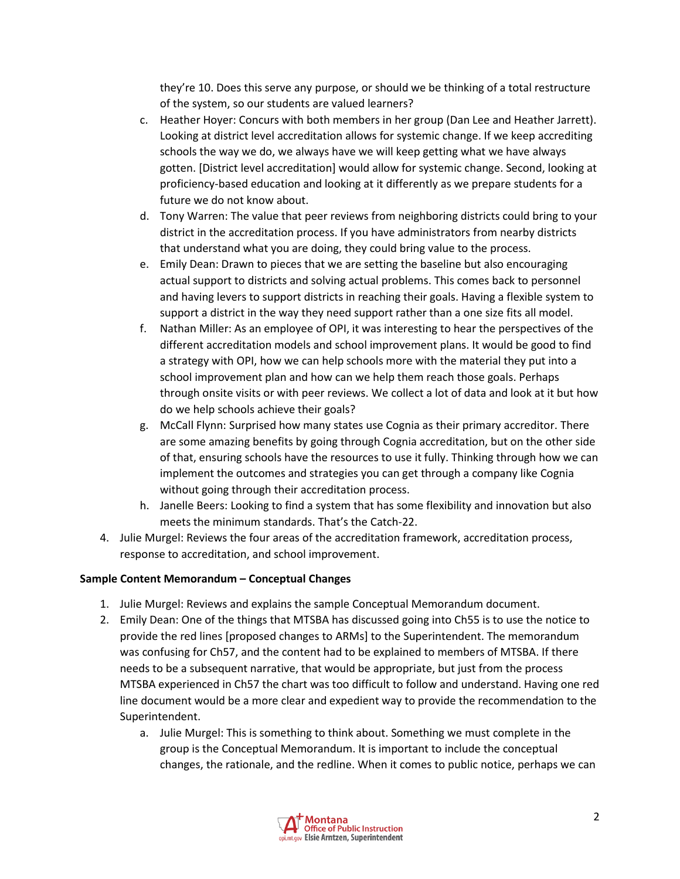they're 10. Does this serve any purpose, or should we be thinking of a total restructure of the system, so our students are valued learners?

   c. Heather Hoyer: Concurs with both members in her group (Dan Lee and Heather Jarrett). Looking at district level accreditation allows for systemic change. If we keep accrediting schools the way we do, we always have we will keep getting what we have always gotten. [District level accreditation] would allow for systemic change. Second, looking at proficiency-based education and looking at it differently as we prepare students for a future we do not know about.
   d. Tony Warren: The value that peer reviews from neighboring districts could bring to your district in the accreditation process. If you have administrators from nearby districts that understand what you are doing, they could bring value to the process.
   e. Emily Dean: Drawn to pieces that we are setting the baseline but also encouraging actual support to districts and solving actual problems. This comes back to personnel and having levers to support districts in reaching their goals. Having a flexible system to support a district in the way they need support rather than a one size fits all model.
   f. Nathan Miller: As an employee of OPI, it was interesting to hear the perspectives of the different accreditation models and school improvement plans. It would be good to find a strategy with OPI, how we can help schools more with the material they put into a school improvement plan and how can we help them reach those goals. Perhaps through onsite visits or with peer reviews. We collect a lot of data and look at it but how do we help schools achieve their goals?
   g. McCall Flynn: Surprised how many states use Cognia as their primary accreditor. There are some amazing benefits by going through Cognia accreditation, but on the other side of that, ensuring schools have the resources to use it fully. Thinking through how we can implement the outcomes and strategies you can get through a company like Cognia without going through their accreditation process.
   h. Janelle Beers: Looking to find a system that has some flexibility and innovation but also meets the minimum standards. That's the Catch-22.

4. Julie Murgel: Reviews the four areas of the accreditation framework, accreditation process, response to accreditation, and school improvement.

**Sample Content Memorandum – Conceptual Changes**

1. Julie Murgel: Reviews and explains the sample Conceptual Memorandum document.
2. Emily Dean: One of the things that MTSBA has discussed going into Ch55 is to use the notice to provide the red lines [proposed changes to ARMs] to the Superintendent. The memorandum was confusing for Ch57, and the content had to be explained to members of MTSBA. If there needs to be a subsequent narrative, that would be appropriate, but just from the process MTSBA experienced in Ch57 the chart was too difficult to follow and understand. Having one red line document would be a more clear and expedient way to provide the recommendation to the Superintendent.
   a. Julie Murgel: This is something to think about. Something we must complete in the group is the Conceptual Memorandum. It is important to include the conceptual changes, the rationale, and the redline. When it comes to public notice, perhaps we can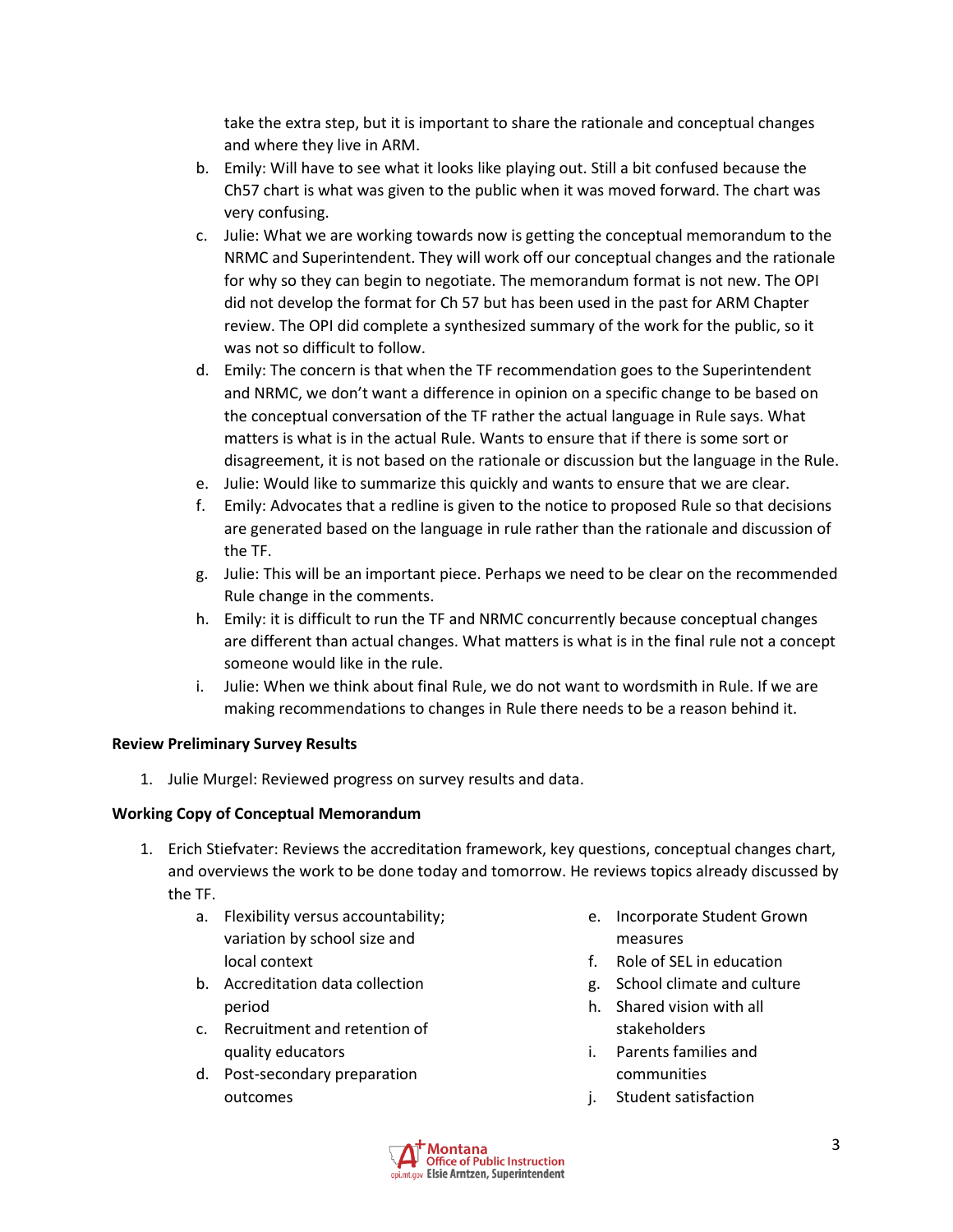take the extra step, but it is important to share the rationale and conceptual changes and where they live in ARM.

b. Emily: Will have to see what it looks like playing out. Still a bit confused because the Ch57 chart is what was given to the public when it was moved forward. The chart was very confusing.

c. Julie: What we are working towards now is getting the conceptual memorandum to the NRMC and Superintendent. They will work off our conceptual changes and the rationale for why so they can begin to negotiate. The memorandum format is not new. The OPI did not develop the format for Ch 57 but has been used in the past for ARM Chapter review. The OPI did complete a synthesized summary of the work for the public, so it was not so difficult to follow.

d. Emily: The concern is that when the TF recommendation goes to the Superintendent and NRMC, we don't want a difference in opinion on a specific change to be based on the conceptual conversation of the TF rather the actual language in Rule says. What matters is what is in the actual Rule. Wants to ensure that if there is some sort or disagreement, it is not based on the rationale or discussion but the language in the Rule.

e. Julie: Would like to summarize this quickly and wants to ensure that we are clear.

f. Emily: Advocates that a redline is given to the notice to proposed Rule so that decisions are generated based on the language in rule rather than the rationale and discussion of the TF.

g. Julie: This will be an important piece. Perhaps we need to be clear on the recommended Rule change in the comments.

h. Emily: it is difficult to run the TF and NRMC concurrently because conceptual changes are different than actual changes. What matters is what is in the final rule not a concept someone would like in the rule.

i. Julie: When we think about final Rule, we do not want to wordsmith in Rule. If we are making recommendations to changes in Rule there needs to be a reason behind it.

**Review Preliminary Survey Results**

1. Julie Murgel: Reviewed progress on survey results and data.

**Working Copy of Conceptual Memorandum**

1. Erich Stiefvater: Reviews the accreditation framework, key questions, conceptual changes chart, and overviews the work to be done today and tomorrow. He reviews topics already discussed by the TF.
   a. Flexibility versus accountability; variation by school size and local context
   b. Accreditation data collection period
   c. Recruitment and retention of quality educators
   d. Post-secondary preparation outcomes
   e. Incorporate Student Grown measures
   f. Role of SEL in education
   g. School climate and culture
   h. Shared vision with all stakeholders
   i. Parents families and communities
   j. Student satisfaction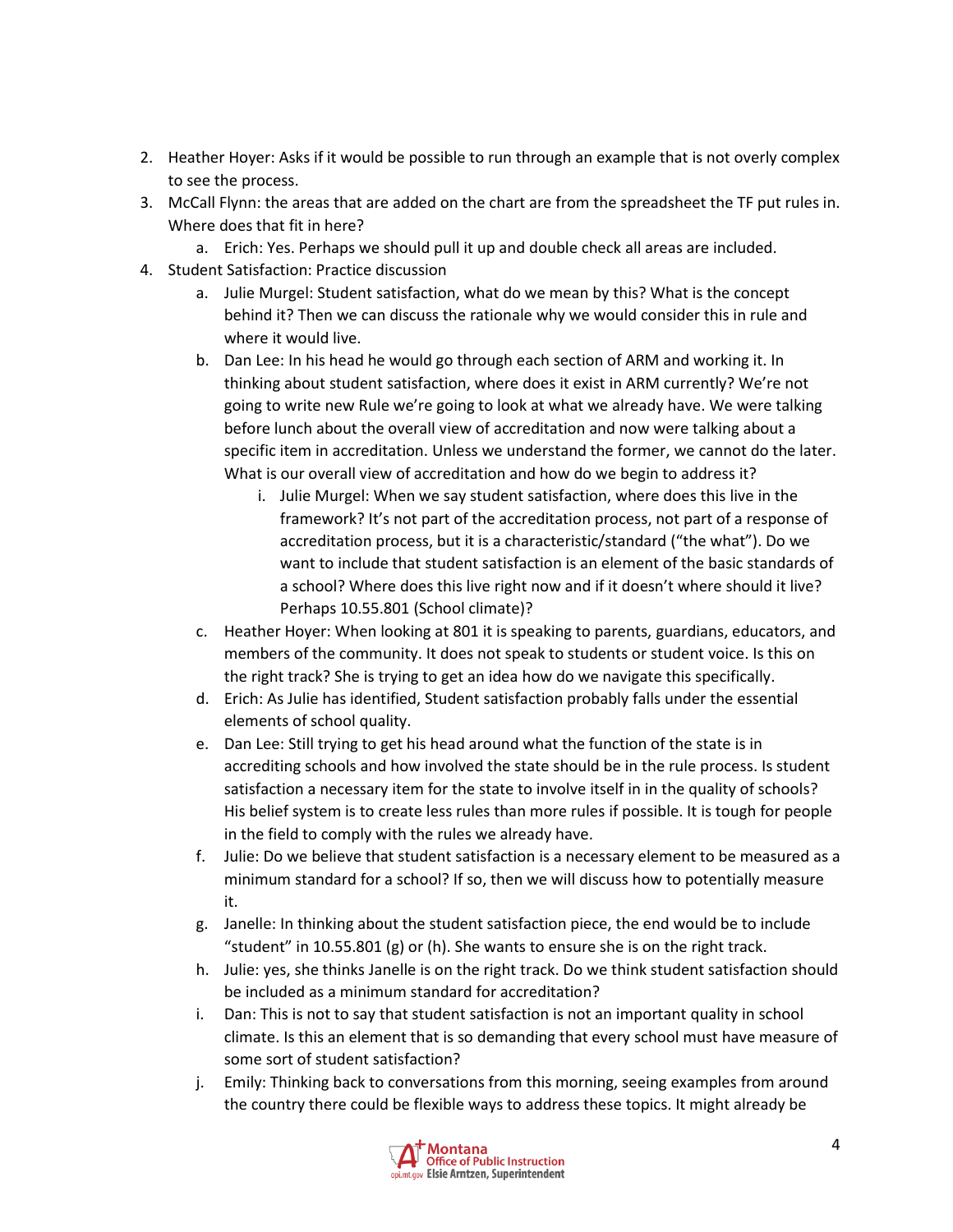2. Heather Hoyer: Asks if it would be possible to run through an example that is not overly complex to see the process.
3. McCall Flynn: the areas that are added on the chart are from the spreadsheet the TF put rules in. Where does that fit in here?
    a. Erich: Yes. Perhaps we should pull it up and double check all areas are included.
4. Student Satisfaction: Practice discussion
    a. Julie Murgel: Student satisfaction, what do we mean by this? What is the concept behind it? Then we can discuss the rationale why we would consider this in rule and where it would live.
    b. Dan Lee: In his head he would go through each section of ARM and working it. In thinking about student satisfaction, where does it exist in ARM currently? We're not going to write new Rule we're going to look at what we already have. We were talking before lunch about the overall view of accreditation and now were talking about a specific item in accreditation. Unless we understand the former, we cannot do the later. What is our overall view of accreditation and how do we begin to address it?
        i. Julie Murgel: When we say student satisfaction, where does this live in the framework? It's not part of the accreditation process, not part of a response of accreditation process, but it is a characteristic/standard ("the what"). Do we want to include that student satisfaction is an element of the basic standards of a school? Where does this live right now and if it doesn't where should it live? Perhaps 10.55.801 (School climate)?
    c. Heather Hoyer: When looking at 801 it is speaking to parents, guardians, educators, and members of the community. It does not speak to students or student voice. Is this on the right track? She is trying to get an idea how do we navigate this specifically.
    d. Erich: As Julie has identified, Student satisfaction probably falls under the essential elements of school quality.
    e. Dan Lee: Still trying to get his head around what the function of the state is in accrediting schools and how involved the state should be in the rule process. Is student satisfaction a necessary item for the state to involve itself in in the quality of schools? His belief system is to create less rules than more rules if possible. It is tough for people in the field to comply with the rules we already have.
    f. Julie: Do we believe that student satisfaction is a necessary element to be measured as a minimum standard for a school? If so, then we will discuss how to potentially measure it.
    g. Janelle: In thinking about the student satisfaction piece, the end would be to include "student" in 10.55.801 (g) or (h). She wants to ensure she is on the right track.
    h. Julie: yes, she thinks Janelle is on the right track. Do we think student satisfaction should be included as a minimum standard for accreditation?
    i. Dan: This is not to say that student satisfaction is not an important quality in school climate. Is this an element that is so demanding that every school must have measure of some sort of student satisfaction?
    j. Emily: Thinking back to conversations from this morning, seeing examples from around the country there could be flexible ways to address these topics. It might already be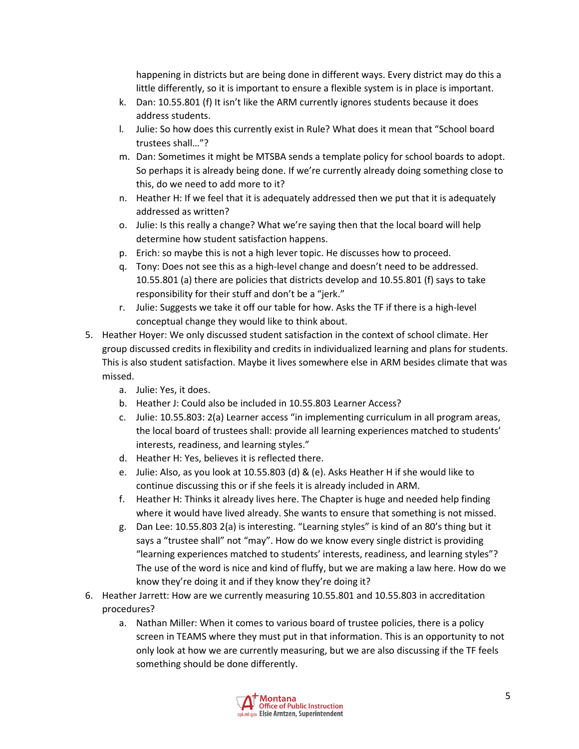happening in districts but are being done in different ways. Every district may do this a little differently, so it is important to ensure a flexible system is in place is important.

k. Dan: 10.55.801 (f) It isn't like the ARM currently ignores students because it does address students.
l. Julie: So how does this currently exist in Rule? What does it mean that "School board trustees shall…"?
m. Dan: Sometimes it might be MTSBA sends a template policy for school boards to adopt. So perhaps it is already being done. If we're currently already doing something close to this, do we need to add more to it?
n. Heather H: If we feel that it is adequately addressed then we put that it is adequately addressed as written?
o. Julie: Is this really a change? What we're saying then that the local board will help determine how student satisfaction happens.
p. Erich: so maybe this is not a high lever topic. He discusses how to proceed.
q. Tony: Does not see this as a high-level change and doesn't need to be addressed. 10.55.801 (a) there are policies that districts develop and 10.55.801 (f) says to take responsibility for their stuff and don't be a "jerk."
r. Julie: Suggests we take it off our table for how. Asks the TF if there is a high-level conceptual change they would like to think about.

5. Heather Hoyer: We only discussed student satisfaction in the context of school climate. Her group discussed credits in flexibility and credits in individualized learning and plans for students. This is also student satisfaction. Maybe it lives somewhere else in ARM besides climate that was missed.
   a. Julie: Yes, it does.
   b. Heather J: Could also be included in 10.55.803 Learner Access?
   c. Julie: 10.55.803: 2(a) Learner access "in implementing curriculum in all program areas, the local board of trustees shall: provide all learning experiences matched to students' interests, readiness, and learning styles."
   d. Heather H: Yes, believes it is reflected there.
   e. Julie: Also, as you look at 10.55.803 (d) & (e). Asks Heather H if she would like to continue discussing this or if she feels it is already included in ARM.
   f. Heather H: Thinks it already lives here. The Chapter is huge and needed help finding where it would have lived already. She wants to ensure that something is not missed.
   g. Dan Lee: 10.55.803 2(a) is interesting. "Learning styles" is kind of an 80's thing but it says a "trustee shall" not "may". How do we know every single district is providing "learning experiences matched to students' interests, readiness, and learning styles"? The use of the word is nice and kind of fluffy, but we are making a law here. How do we know they're doing it and if they know they're doing it?

6. Heather Jarrett: How are we currently measuring 10.55.801 and 10.55.803 in accreditation procedures?
   a. Nathan Miller: When it comes to various board of trustee policies, there is a policy screen in TEAMS where they must put in that information. This is an opportunity to not only look at how we are currently measuring, but we are also discussing if the TF feels something should be done differently.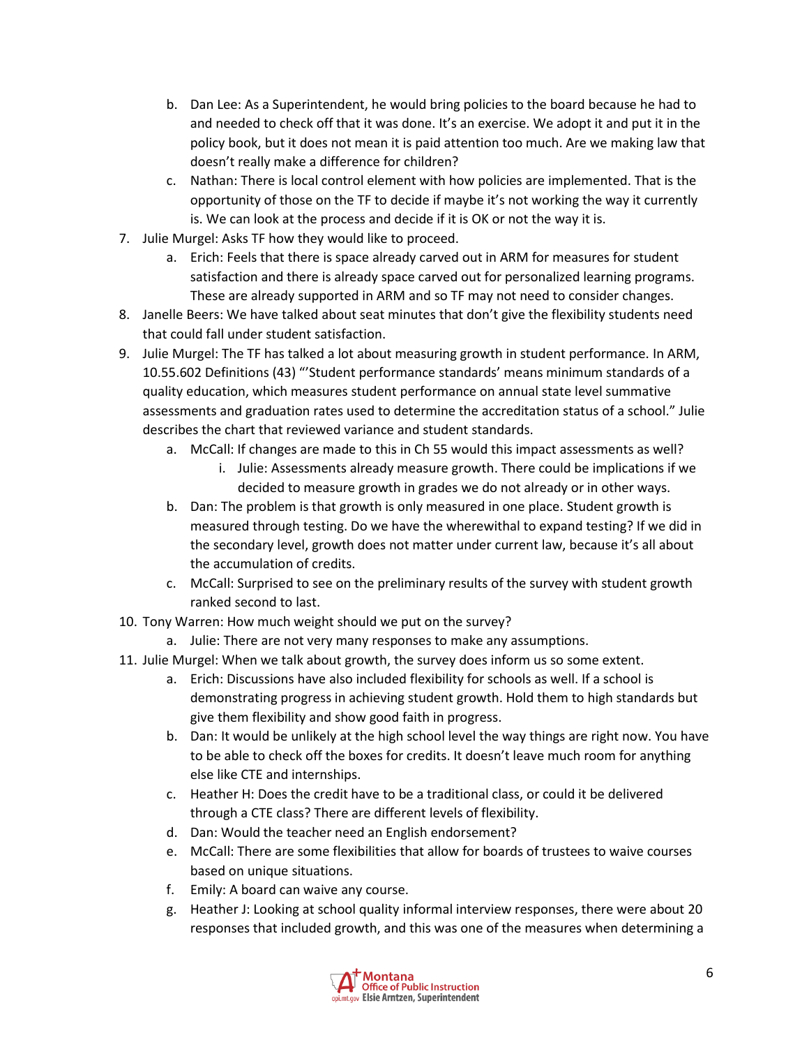b. Dan Lee: As a Superintendent, he would bring policies to the board because he had to and needed to check off that it was done. It's an exercise. We adopt it and put it in the policy book, but it does not mean it is paid attention too much. Are we making law that doesn't really make a difference for children?
   c. Nathan: There is local control element with how policies are implemented. That is the opportunity of those on the TF to decide if maybe it's not working the way it currently is. We can look at the process and decide if it is OK or not the way it is.
7. Julie Murgel: Asks TF how they would like to proceed.
   a. Erich: Feels that there is space already carved out in ARM for measures for student satisfaction and there is already space carved out for personalized learning programs. These are already supported in ARM and so TF may not need to consider changes.
8. Janelle Beers: We have talked about seat minutes that don't give the flexibility students need that could fall under student satisfaction.
9. Julie Murgel: The TF has talked a lot about measuring growth in student performance. In ARM, 10.55.602 Definitions (43) "'Student performance standards' means minimum standards of a quality education, which measures student performance on annual state level summative assessments and graduation rates used to determine the accreditation status of a school." Julie describes the chart that reviewed variance and student standards.
   a. McCall: If changes are made to this in Ch 55 would this impact assessments as well?
      i. Julie: Assessments already measure growth. There could be implications if we decided to measure growth in grades we do not already or in other ways.
   b. Dan: The problem is that growth is only measured in one place. Student growth is measured through testing. Do we have the wherewithal to expand testing? If we did in the secondary level, growth does not matter under current law, because it's all about the accumulation of credits.
   c. McCall: Surprised to see on the preliminary results of the survey with student growth ranked second to last.
10. Tony Warren: How much weight should we put on the survey?
    a. Julie: There are not very many responses to make any assumptions.
11. Julie Murgel: When we talk about growth, the survey does inform us so some extent.
    a. Erich: Discussions have also included flexibility for schools as well. If a school is demonstrating progress in achieving student growth. Hold them to high standards but give them flexibility and show good faith in progress.
    b. Dan: It would be unlikely at the high school level the way things are right now. You have to be able to check off the boxes for credits. It doesn't leave much room for anything else like CTE and internships.
    c. Heather H: Does the credit have to be a traditional class, or could it be delivered through a CTE class? There are different levels of flexibility.
    d. Dan: Would the teacher need an English endorsement?
    e. McCall: There are some flexibilities that allow for boards of trustees to waive courses based on unique situations.
    f. Emily: A board can waive any course.
    g. Heather J: Looking at school quality informal interview responses, there were about 20 responses that included growth, and this was one of the measures when determining a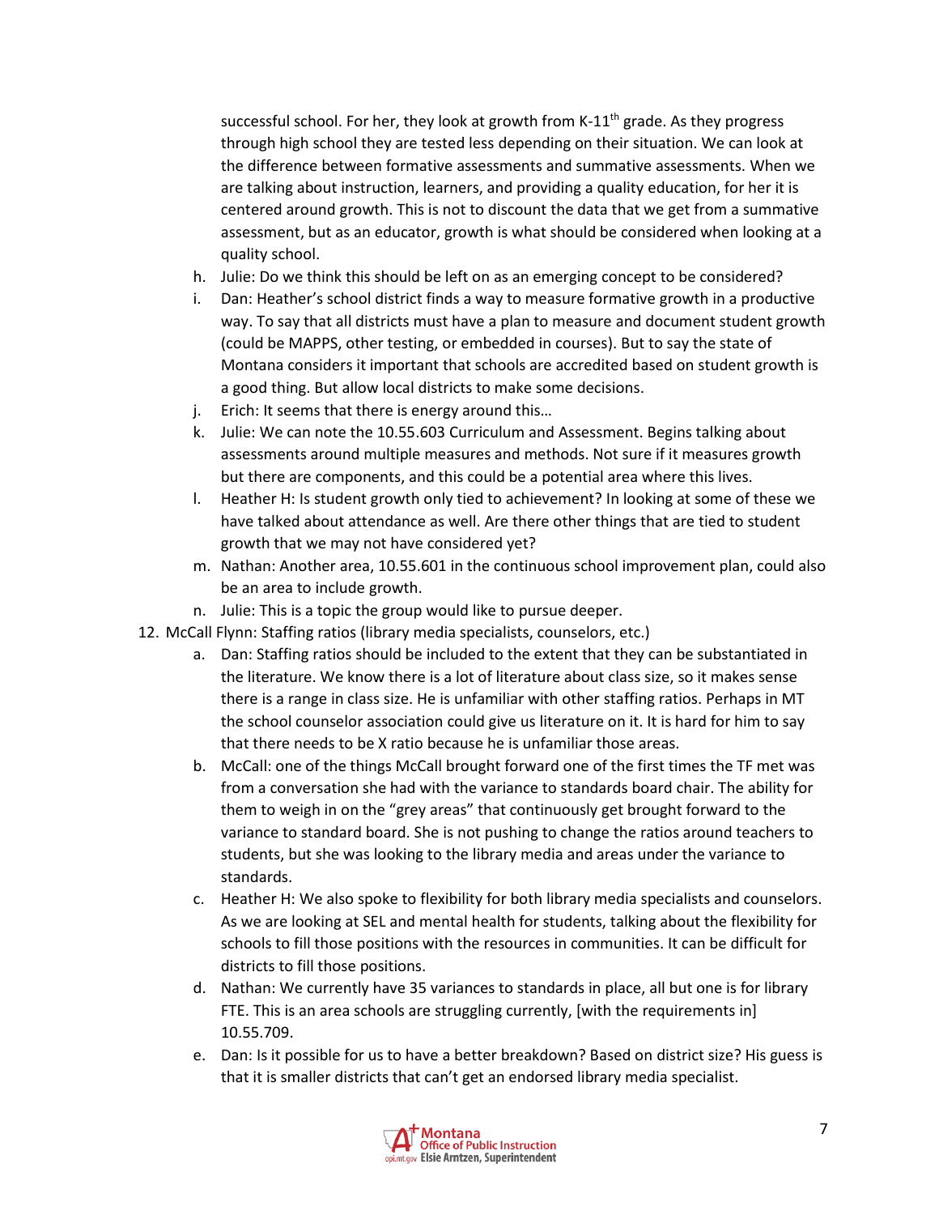successful school. For her, they look at growth from K-11th grade. As they progress through high school they are tested less depending on their situation. We can look at the difference between formative assessments and summative assessments. When we are talking about instruction, learners, and providing a quality education, for her it is centered around growth. This is not to discount the data that we get from a summative assessment, but as an educator, growth is what should be considered when looking at a quality school.

h. Julie: Do we think this should be left on as an emerging concept to be considered?
i. Dan: Heather's school district finds a way to measure formative growth in a productive way. To say that all districts must have a plan to measure and document student growth (could be MAPPS, other testing, or embedded in courses). But to say the state of Montana considers it important that schools are accredited based on student growth is a good thing. But allow local districts to make some decisions.
j. Erich: It seems that there is energy around this…
k. Julie: We can note the 10.55.603 Curriculum and Assessment. Begins talking about assessments around multiple measures and methods. Not sure if it measures growth but there are components, and this could be a potential area where this lives.
l. Heather H: Is student growth only tied to achievement? In looking at some of these we have talked about attendance as well. Are there other things that are tied to student growth that we may not have considered yet?
m. Nathan: Another area, 10.55.601 in the continuous school improvement plan, could also be an area to include growth.
n. Julie: This is a topic the group would like to pursue deeper.

12. McCall Flynn: Staffing ratios (library media specialists, counselors, etc.)
    a. Dan: Staffing ratios should be included to the extent that they can be substantiated in the literature. We know there is a lot of literature about class size, so it makes sense there is a range in class size. He is unfamiliar with other staffing ratios. Perhaps in MT the school counselor association could give us literature on it. It is hard for him to say that there needs to be X ratio because he is unfamiliar those areas.
    b. McCall: one of the things McCall brought forward one of the first times the TF met was from a conversation she had with the variance to standards board chair. The ability for them to weigh in on the "grey areas" that continuously get brought forward to the variance to standard board. She is not pushing to change the ratios around teachers to students, but she was looking to the library media and areas under the variance to standards.
    c. Heather H: We also spoke to flexibility for both library media specialists and counselors. As we are looking at SEL and mental health for students, talking about the flexibility for schools to fill those positions with the resources in communities. It can be difficult for districts to fill those positions.
    d. Nathan: We currently have 35 variances to standards in place, all but one is for library FTE. This is an area schools are struggling currently, [with the requirements in] 10.55.709.
    e. Dan: Is it possible for us to have a better breakdown? Based on district size? His guess is that it is smaller districts that can't get an endorsed library media specialist.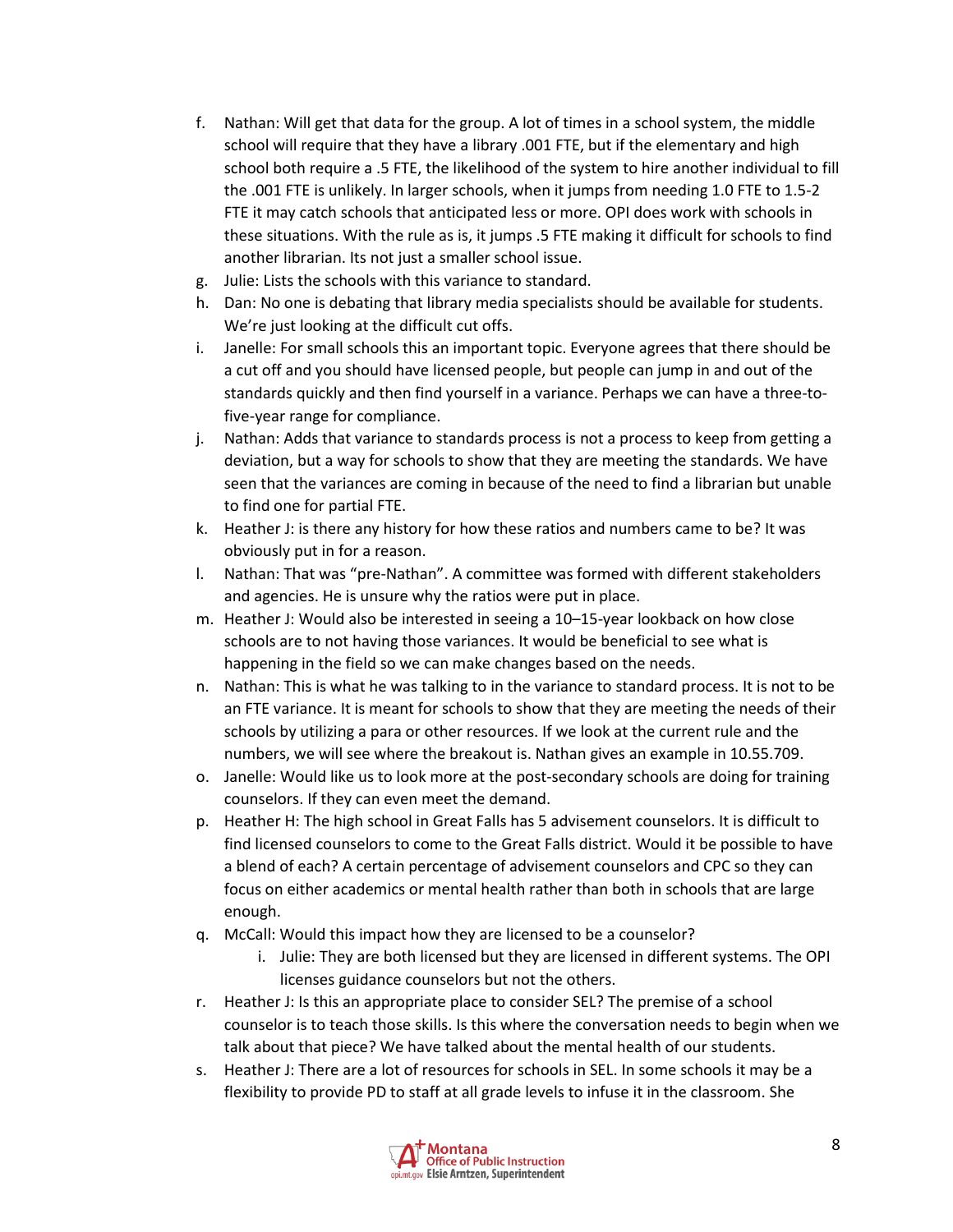f. Nathan: Will get that data for the group. A lot of times in a school system, the middle school will require that they have a library .001 FTE, but if the elementary and high school both require a .5 FTE, the likelihood of the system to hire another individual to fill the .001 FTE is unlikely. In larger schools, when it jumps from needing 1.0 FTE to 1.5-2 FTE it may catch schools that anticipated less or more. OPI does work with schools in these situations. With the rule as is, it jumps .5 FTE making it difficult for schools to find another librarian. Its not just a smaller school issue.
g. Julie: Lists the schools with this variance to standard.
h. Dan: No one is debating that library media specialists should be available for students. We're just looking at the difficult cut offs.
i. Janelle: For small schools this an important topic. Everyone agrees that there should be a cut off and you should have licensed people, but people can jump in and out of the standards quickly and then find yourself in a variance. Perhaps we can have a three-to-five-year range for compliance.
j. Nathan: Adds that variance to standards process is not a process to keep from getting a deviation, but a way for schools to show that they are meeting the standards. We have seen that the variances are coming in because of the need to find a librarian but unable to find one for partial FTE.
k. Heather J: is there any history for how these ratios and numbers came to be? It was obviously put in for a reason.
l. Nathan: That was "pre-Nathan". A committee was formed with different stakeholders and agencies. He is unsure why the ratios were put in place.
m. Heather J: Would also be interested in seeing a 10–15-year lookback on how close schools are to not having those variances. It would be beneficial to see what is happening in the field so we can make changes based on the needs.
n. Nathan: This is what he was talking to in the variance to standard process. It is not to be an FTE variance. It is meant for schools to show that they are meeting the needs of their schools by utilizing a para or other resources. If we look at the current rule and the numbers, we will see where the breakout is. Nathan gives an example in 10.55.709.
o. Janelle: Would like us to look more at the post-secondary schools are doing for training counselors. If they can even meet the demand.
p. Heather H: The high school in Great Falls has 5 advisement counselors. It is difficult to find licensed counselors to come to the Great Falls district. Would it be possible to have a blend of each? A certain percentage of advisement counselors and CPC so they can focus on either academics or mental health rather than both in schools that are large enough.
q. McCall: Would this impact how they are licensed to be a counselor?
    i. Julie: They are both licensed but they are licensed in different systems. The OPI licenses guidance counselors but not the others.
r. Heather J: Is this an appropriate place to consider SEL? The premise of a school counselor is to teach those skills. Is this where the conversation needs to begin when we talk about that piece? We have talked about the mental health of our students.
s. Heather J: There are a lot of resources for schools in SEL. In some schools it may be a flexibility to provide PD to staff at all grade levels to infuse it in the classroom. She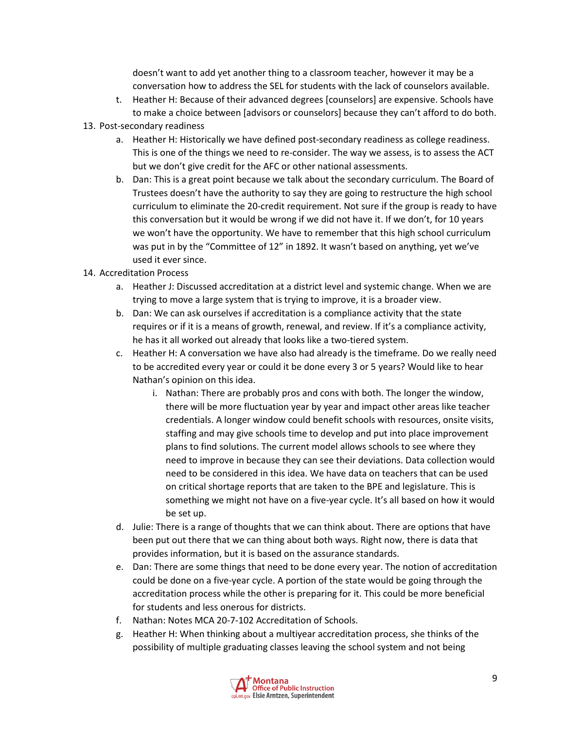doesn't want to add yet another thing to a classroom teacher, however it may be a conversation how to address the SEL for students with the lack of counselors available.

   t. Heather H: Because of their advanced degrees [counselors] are expensive. Schools have to make a choice between [advisors or counselors] because they can't afford to do both.

13. Post-secondary readiness
   a. Heather H: Historically we have defined post-secondary readiness as college readiness. This is one of the things we need to re-consider. The way we assess, is to assess the ACT but we don't give credit for the AFC or other national assessments.
   b. Dan: This is a great point because we talk about the secondary curriculum. The Board of Trustees doesn't have the authority to say they are going to restructure the high school curriculum to eliminate the 20-credit requirement. Not sure if the group is ready to have this conversation but it would be wrong if we did not have it. If we don't, for 10 years we won't have the opportunity. We have to remember that this high school curriculum was put in by the "Committee of 12" in 1892. It wasn't based on anything, yet we've used it ever since.
14. Accreditation Process
   a. Heather J: Discussed accreditation at a district level and systemic change. When we are trying to move a large system that is trying to improve, it is a broader view.
   b. Dan: We can ask ourselves if accreditation is a compliance activity that the state requires or if it is a means of growth, renewal, and review. If it's a compliance activity, he has it all worked out already that looks like a two-tiered system.
   c. Heather H: A conversation we have also had already is the timeframe. Do we really need to be accredited every year or could it be done every 3 or 5 years? Would like to hear Nathan's opinion on this idea.
      i. Nathan: There are probably pros and cons with both. The longer the window, there will be more fluctuation year by year and impact other areas like teacher credentials. A longer window could benefit schools with resources, onsite visits, staffing and may give schools time to develop and put into place improvement plans to find solutions. The current model allows schools to see where they need to improve in because they can see their deviations. Data collection would need to be considered in this idea. We have data on teachers that can be used on critical shortage reports that are taken to the BPE and legislature. This is something we might not have on a five-year cycle. It's all based on how it would be set up.
   d. Julie: There is a range of thoughts that we can think about. There are options that have been put out there that we can thing about both ways. Right now, there is data that provides information, but it is based on the assurance standards.
   e. Dan: There are some things that need to be done every year. The notion of accreditation could be done on a five-year cycle. A portion of the state would be going through the accreditation process while the other is preparing for it. This could be more beneficial for students and less onerous for districts.
   f. Nathan: Notes MCA 20-7-102 Accreditation of Schools.
   g. Heather H: When thinking about a multiyear accreditation process, she thinks of the possibility of multiple graduating classes leaving the school system and not being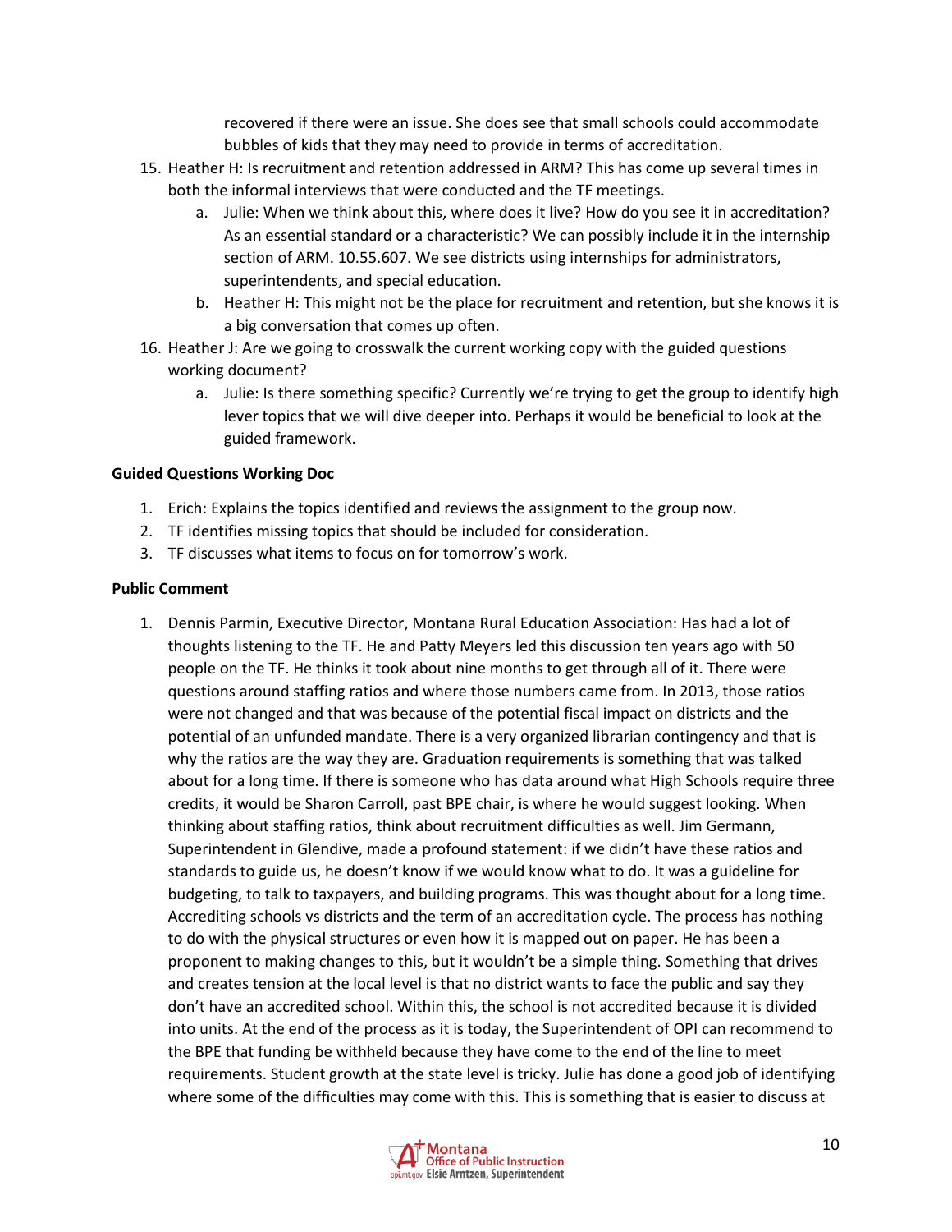recovered if there were an issue. She does see that small schools could accommodate bubbles of kids that they may need to provide in terms of accreditation.

15. Heather H: Is recruitment and retention addressed in ARM? This has come up several times in both the informal interviews that were conducted and the TF meetings.
    a. Julie: When we think about this, where does it live? How do you see it in accreditation? As an essential standard or a characteristic? We can possibly include it in the internship section of ARM. 10.55.607. We see districts using internships for administrators, superintendents, and special education.
    b. Heather H: This might not be the place for recruitment and retention, but she knows it is a big conversation that comes up often.
16. Heather J: Are we going to crosswalk the current working copy with the guided questions working document?
    a. Julie: Is there something specific? Currently we're trying to get the group to identify high lever topics that we will dive deeper into. Perhaps it would be beneficial to look at the guided framework.

**Guided Questions Working Doc**

1. Erich: Explains the topics identified and reviews the assignment to the group now.
2. TF identifies missing topics that should be included for consideration.
3. TF discusses what items to focus on for tomorrow's work.

**Public Comment**

1. Dennis Parmin, Executive Director, Montana Rural Education Association: Has had a lot of thoughts listening to the TF. He and Patty Meyers led this discussion ten years ago with 50 people on the TF. He thinks it took about nine months to get through all of it. There were questions around staffing ratios and where those numbers came from. In 2013, those ratios were not changed and that was because of the potential fiscal impact on districts and the potential of an unfunded mandate. There is a very organized librarian contingency and that is why the ratios are the way they are. Graduation requirements is something that was talked about for a long time. If there is someone who has data around what High Schools require three credits, it would be Sharon Carroll, past BPE chair, is where he would suggest looking. When thinking about staffing ratios, think about recruitment difficulties as well. Jim Germann, Superintendent in Glendive, made a profound statement: if we didn't have these ratios and standards to guide us, he doesn't know if we would know what to do. It was a guideline for budgeting, to talk to taxpayers, and building programs. This was thought about for a long time. Accrediting schools vs districts and the term of an accreditation cycle. The process has nothing to do with the physical structures or even how it is mapped out on paper. He has been a proponent to making changes to this, but it wouldn't be a simple thing. Something that drives and creates tension at the local level is that no district wants to face the public and say they don't have an accredited school. Within this, the school is not accredited because it is divided into units. At the end of the process as it is today, the Superintendent of OPI can recommend to the BPE that funding be withheld because they have come to the end of the line to meet requirements. Student growth at the state level is tricky. Julie has done a good job of identifying where some of the difficulties may come with this. This is something that is easier to discuss at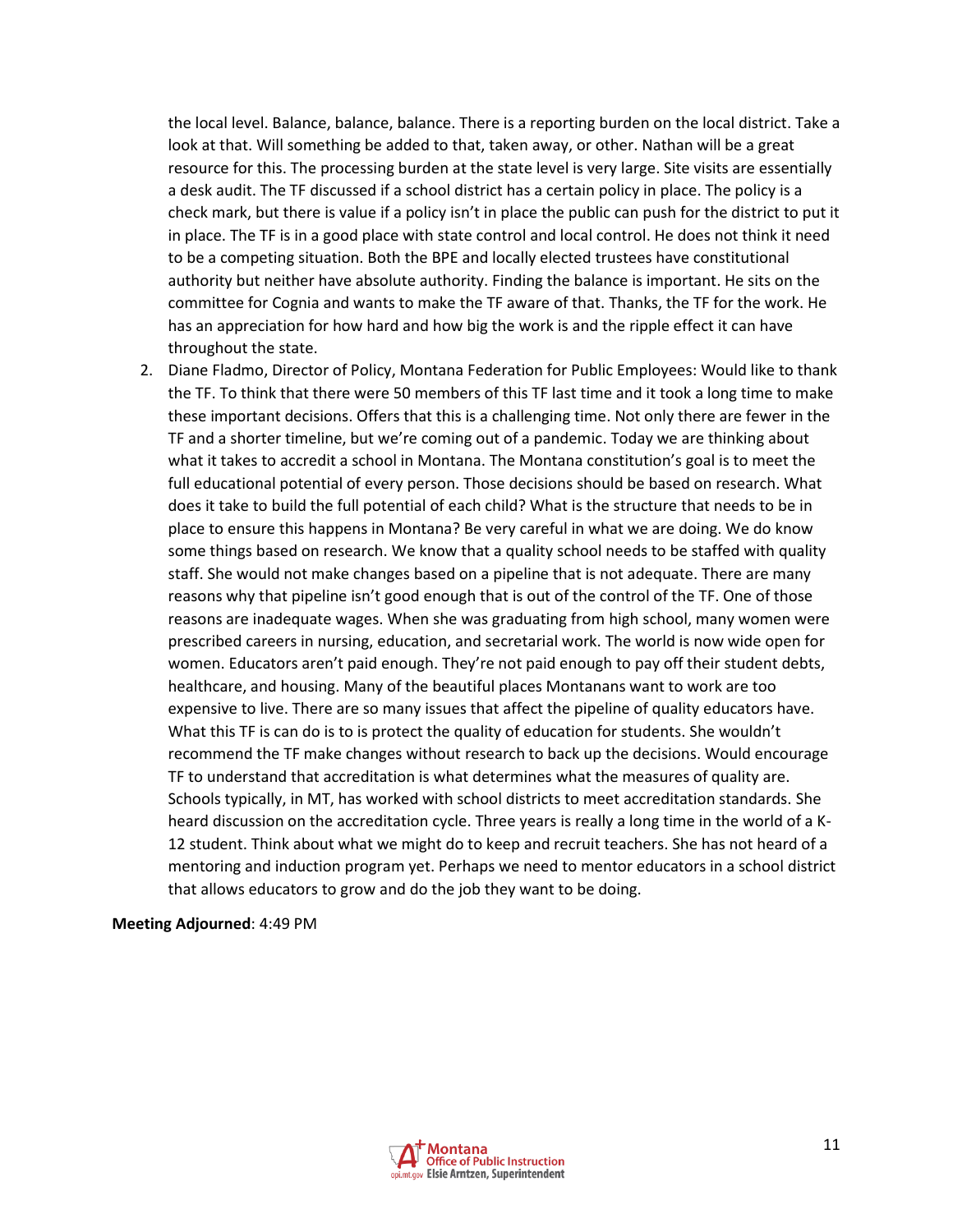the local level. Balance, balance, balance. There is a reporting burden on the local district. Take a look at that. Will something be added to that, taken away, or other. Nathan will be a great resource for this. The processing burden at the state level is very large. Site visits are essentially a desk audit. The TF discussed if a school district has a certain policy in place. The policy is a check mark, but there is value if a policy isn't in place the public can push for the district to put it in place. The TF is in a good place with state control and local control. He does not think it need to be a competing situation. Both the BPE and locally elected trustees have constitutional authority but neither have absolute authority. Finding the balance is important. He sits on the committee for Cognia and wants to make the TF aware of that. Thanks, the TF for the work. He has an appreciation for how hard and how big the work is and the ripple effect it can have throughout the state.

2. Diane Fladmo, Director of Policy, Montana Federation for Public Employees: Would like to thank the TF. To think that there were 50 members of this TF last time and it took a long time to make these important decisions. Offers that this is a challenging time. Not only there are fewer in the TF and a shorter timeline, but we're coming out of a pandemic. Today we are thinking about what it takes to accredit a school in Montana. The Montana constitution's goal is to meet the full educational potential of every person. Those decisions should be based on research. What does it take to build the full potential of each child? What is the structure that needs to be in place to ensure this happens in Montana? Be very careful in what we are doing. We do know some things based on research. We know that a quality school needs to be staffed with quality staff. She would not make changes based on a pipeline that is not adequate. There are many reasons why that pipeline isn't good enough that is out of the control of the TF. One of those reasons are inadequate wages. When she was graduating from high school, many women were prescribed careers in nursing, education, and secretarial work. The world is now wide open for women. Educators aren't paid enough. They're not paid enough to pay off their student debts, healthcare, and housing. Many of the beautiful places Montanans want to work are too expensive to live. There are so many issues that affect the pipeline of quality educators have. What this TF is can do is to is protect the quality of education for students. She wouldn't recommend the TF make changes without research to back up the decisions. Would encourage TF to understand that accreditation is what determines what the measures of quality are. Schools typically, in MT, has worked with school districts to meet accreditation standards. She heard discussion on the accreditation cycle. Three years is really a long time in the world of a K-12 student. Think about what we might do to keep and recruit teachers. She has not heard of a mentoring and induction program yet. Perhaps we need to mentor educators in a school district that allows educators to grow and do the job they want to be doing.

**Meeting Adjourned**: 4:49 PM